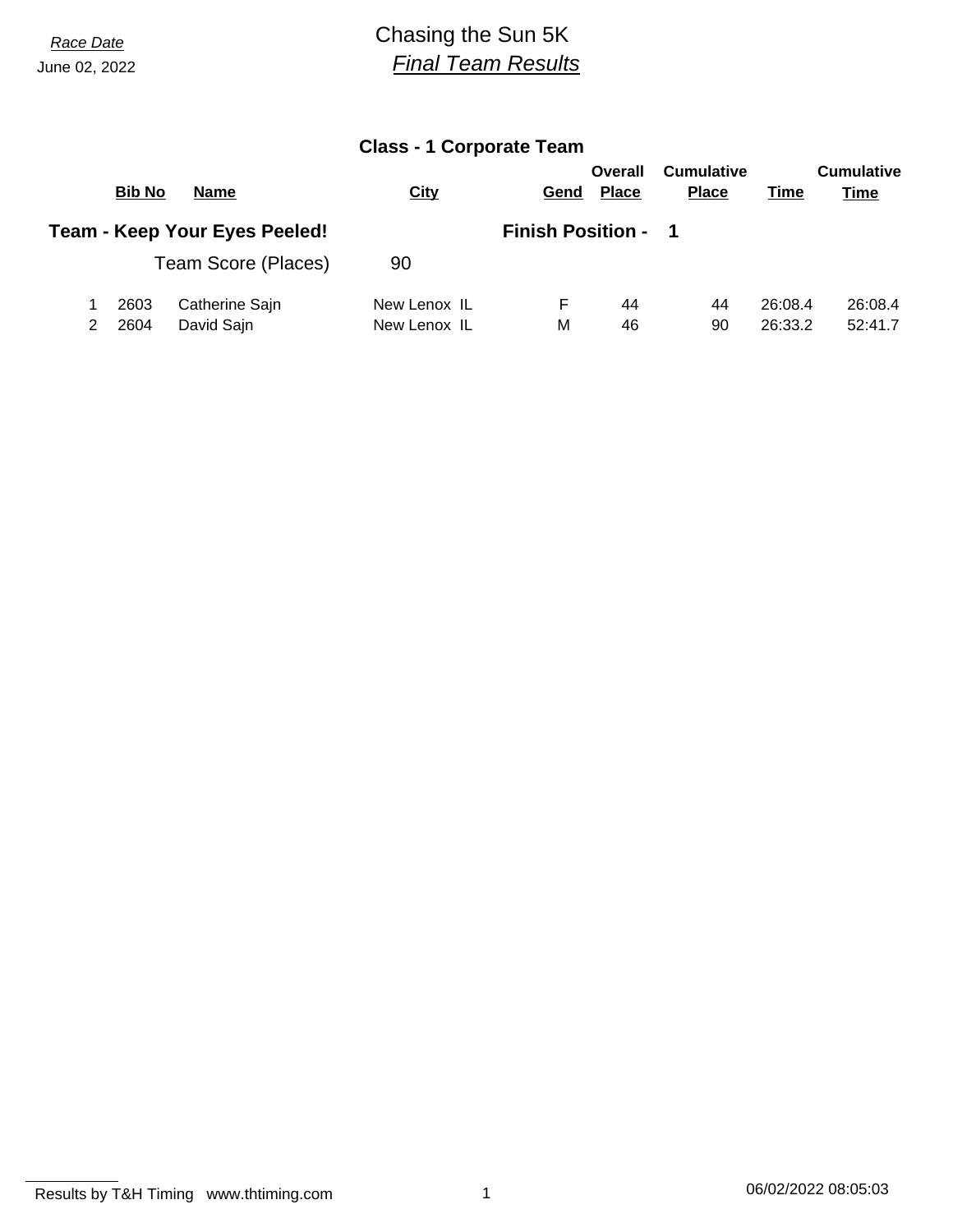*Race Date*
June 02, 2022

# Chasing the Sun 5K
## *Final Team Results*

### Class - 1 Corporate Team

**Team - Keep Your Eyes Peeled!** **Finish Position - 1**

Team Score (Places) 90

| | Bib No | Name | City | Gend | Overall Place | Cumulative Place | Time | Cumulative Time |
|---|---|---|---|---|---|---|---|---|
| 1 | 2603 | Catherine Sajn | New Lenox IL | F | 44 | 44 | 26:08.4 | 26:08.4 |
| 2 | 2604 | David Sajn | New Lenox IL | M | 46 | 90 | 26:33.2 | 52:41.7 |

Results by T&H Timing www.thtiming.com 06/02/2022 08:05:03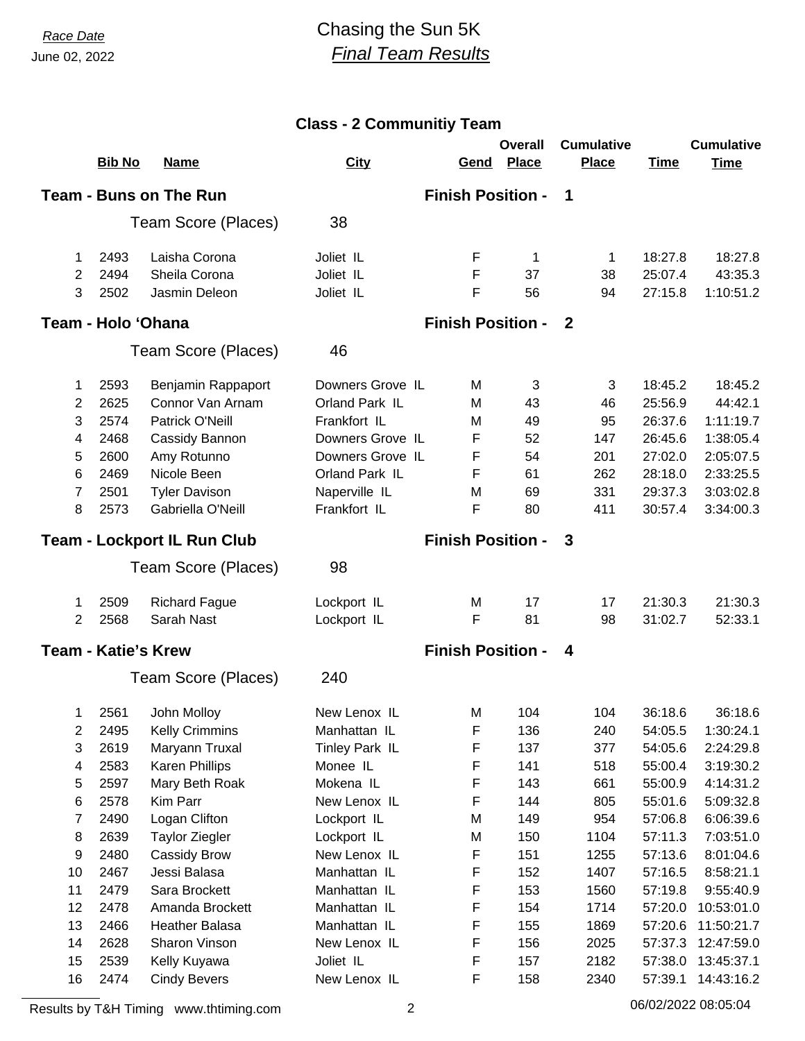*Race Date*

June 02, 2022

# Chasing the Sun 5K
## *Final Team Results*

### Class - 2 Communitiy Team

**Team - Buns on The Run** — **Finish Position - 1**

Team Score (Places) 38

| | Bib No | Name | City | Gend | Overall Place | Cumulative Place | Time | Cumulative Time |
|---|---|---|---|---|---|---|---|---|
| 1 | 2493 | Laisha Corona | Joliet IL | F | 1 | 1 | 18:27.8 | 18:27.8 |
| 2 | 2494 | Sheila Corona | Joliet IL | F | 37 | 38 | 25:07.4 | 43:35.3 |
| 3 | 2502 | Jasmin Deleon | Joliet IL | F | 56 | 94 | 27:15.8 | 1:10:51.2 |

**Team - Holo ‘Ohana** — **Finish Position - 2**

Team Score (Places) 46

| | Bib No | Name | City | Gend | Overall Place | Cumulative Place | Time | Cumulative Time |
|---|---|---|---|---|---|---|---|---|
| 1 | 2593 | Benjamin Rappaport | Downers Grove IL | M | 3 | 3 | 18:45.2 | 18:45.2 |
| 2 | 2625 | Connor Van Arnam | Orland Park IL | M | 43 | 46 | 25:56.9 | 44:42.1 |
| 3 | 2574 | Patrick O'Neill | Frankfort IL | M | 49 | 95 | 26:37.6 | 1:11:19.7 |
| 4 | 2468 | Cassidy Bannon | Downers Grove IL | F | 52 | 147 | 26:45.6 | 1:38:05.4 |
| 5 | 2600 | Amy Rotunno | Downers Grove IL | F | 54 | 201 | 27:02.0 | 2:05:07.5 |
| 6 | 2469 | Nicole Been | Orland Park IL | F | 61 | 262 | 28:18.0 | 2:33:25.5 |
| 7 | 2501 | Tyler Davison | Naperville IL | M | 69 | 331 | 29:37.3 | 3:03:02.8 |
| 8 | 2573 | Gabriella O'Neill | Frankfort IL | F | 80 | 411 | 30:57.4 | 3:34:00.3 |

**Team - Lockport IL Run Club** — **Finish Position - 3**

Team Score (Places) 98

| | Bib No | Name | City | Gend | Overall Place | Cumulative Place | Time | Cumulative Time |
|---|---|---|---|---|---|---|---|---|
| 1 | 2509 | Richard Fague | Lockport IL | M | 17 | 17 | 21:30.3 | 21:30.3 |
| 2 | 2568 | Sarah Nast | Lockport IL | F | 81 | 98 | 31:02.7 | 52:33.1 |

**Team - Katie’s Krew** — **Finish Position - 4**

Team Score (Places) 240

| | Bib No | Name | City | Gend | Overall Place | Cumulative Place | Time | Cumulative Time |
|---|---|---|---|---|---|---|---|---|
| 1 | 2561 | John Molloy | New Lenox IL | M | 104 | 104 | 36:18.6 | 36:18.6 |
| 2 | 2495 | Kelly Crimmins | Manhattan IL | F | 136 | 240 | 54:05.5 | 1:30:24.1 |
| 3 | 2619 | Maryann Truxal | Tinley Park IL | F | 137 | 377 | 54:05.6 | 2:24:29.8 |
| 4 | 2583 | Karen Phillips | Monee IL | F | 141 | 518 | 55:00.4 | 3:19:30.2 |
| 5 | 2597 | Mary Beth Roak | Mokena IL | F | 143 | 661 | 55:00.9 | 4:14:31.2 |
| 6 | 2578 | Kim Parr | New Lenox IL | F | 144 | 805 | 55:01.6 | 5:09:32.8 |
| 7 | 2490 | Logan Clifton | Lockport IL | M | 149 | 954 | 57:06.8 | 6:06:39.6 |
| 8 | 2639 | Taylor Ziegler | Lockport IL | M | 150 | 1104 | 57:11.3 | 7:03:51.0 |
| 9 | 2480 | Cassidy Brow | New Lenox IL | F | 151 | 1255 | 57:13.6 | 8:01:04.6 |
| 10 | 2467 | Jessi Balasa | Manhattan IL | F | 152 | 1407 | 57:16.5 | 8:58:21.1 |
| 11 | 2479 | Sara Brockett | Manhattan IL | F | 153 | 1560 | 57:19.8 | 9:55:40.9 |
| 12 | 2478 | Amanda Brockett | Manhattan IL | F | 154 | 1714 | 57:20.0 | 10:53:01.0 |
| 13 | 2466 | Heather Balasa | Manhattan IL | F | 155 | 1869 | 57:20.6 | 11:50:21.7 |
| 14 | 2628 | Sharon Vinson | New Lenox IL | F | 156 | 2025 | 57:37.3 | 12:47:59.0 |
| 15 | 2539 | Kelly Kuyawa | Joliet IL | F | 157 | 2182 | 57:38.0 | 13:45:37.1 |
| 16 | 2474 | Cindy Bevers | New Lenox IL | F | 158 | 2340 | 57:39.1 | 14:43:16.2 |

Results by T&H Timing www.thtiming.com 06/02/2022 08:05:04